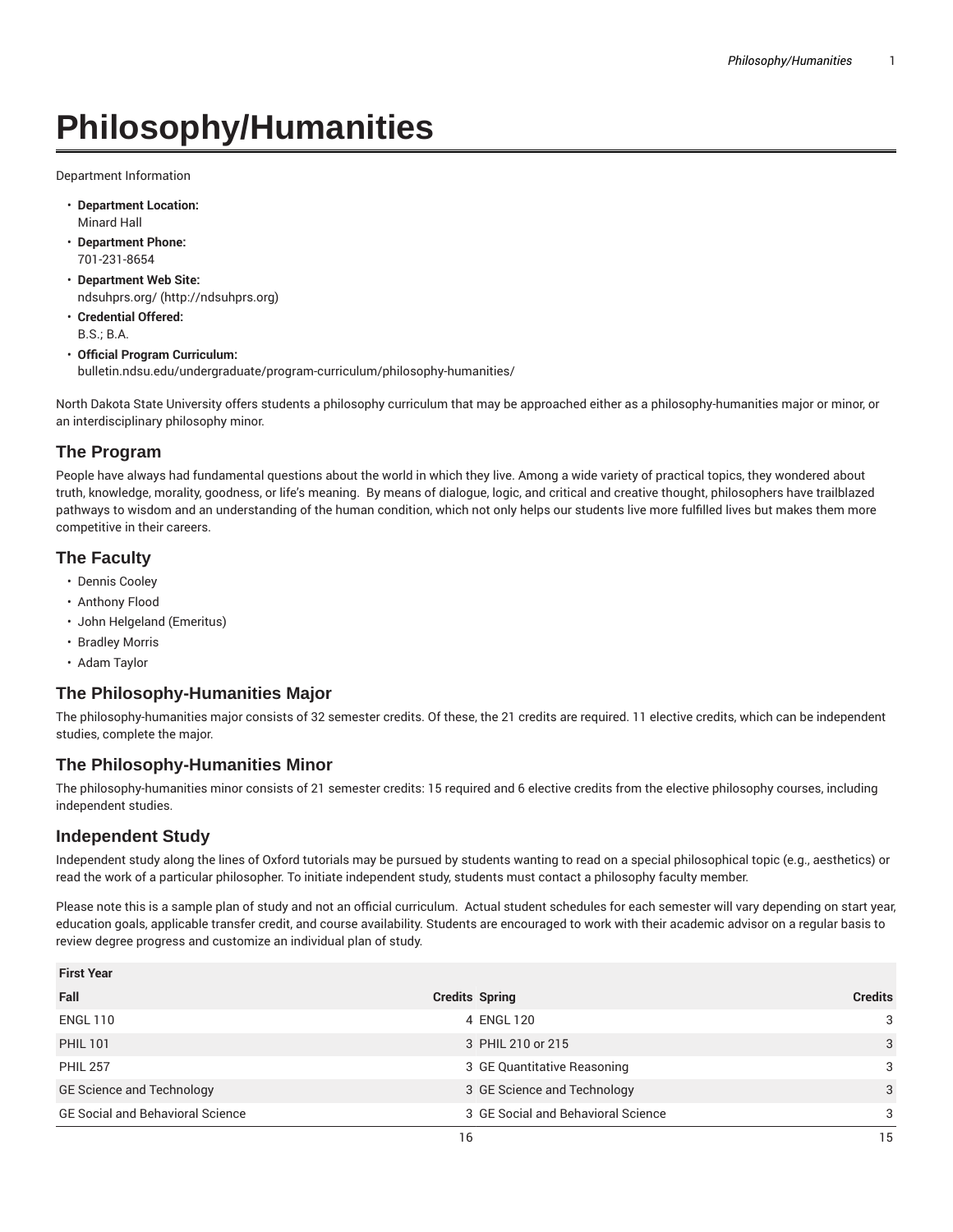# Philosophy/Humanities

Department Information

- **Department Location:**
  Minard Hall
- **Department Phone:**
  701-231-8654
- **Department Web Site:**
  ndsuhprs.org/ (http://ndsuhprs.org)
- **Credential Offered:**
  B.S.; B.A.
- **Official Program Curriculum:**
  bulletin.ndsu.edu/undergraduate/program-curriculum/philosophy-humanities/

North Dakota State University offers students a philosophy curriculum that may be approached either as a philosophy-humanities major or minor, or an interdisciplinary philosophy minor.

## The Program

People have always had fundamental questions about the world in which they live. Among a wide variety of practical topics, they wondered about truth, knowledge, morality, goodness, or life's meaning. By means of dialogue, logic, and critical and creative thought, philosophers have trailblazed pathways to wisdom and an understanding of the human condition, which not only helps our students live more fulfilled lives but makes them more competitive in their careers.

## The Faculty

- Dennis Cooley
- Anthony Flood
- John Helgeland (Emeritus)
- Bradley Morris
- Adam Taylor

## The Philosophy-Humanities Major

The philosophy-humanities major consists of 32 semester credits. Of these, the 21 credits are required. 11 elective credits, which can be independent studies, complete the major.

## The Philosophy-Humanities Minor

The philosophy-humanities minor consists of 21 semester credits: 15 required and 6 elective credits from the elective philosophy courses, including independent studies.

## Independent Study

Independent study along the lines of Oxford tutorials may be pursued by students wanting to read on a special philosophical topic (e.g., aesthetics) or read the work of a particular philosopher. To initiate independent study, students must contact a philosophy faculty member.

Please note this is a sample plan of study and not an official curriculum. Actual student schedules for each semester will vary depending on start year, education goals, applicable transfer credit, and course availability. Students are encouraged to work with their academic advisor on a regular basis to review degree progress and customize an individual plan of study.

| First Year | | | |
|---|---|---|---|
| **Fall** | **Credits** | **Spring** | **Credits** |
| ENGL 110 | 4 | ENGL 120 | 3 |
| PHIL 101 | 3 | PHIL 210 or 215 | 3 |
| PHIL 257 | 3 | GE Quantitative Reasoning | 3 |
| GE Science and Technology | 3 | GE Science and Technology | 3 |
| GE Social and Behavioral Science | 3 | GE Social and Behavioral Science | 3 |
| | 16 | | 15 |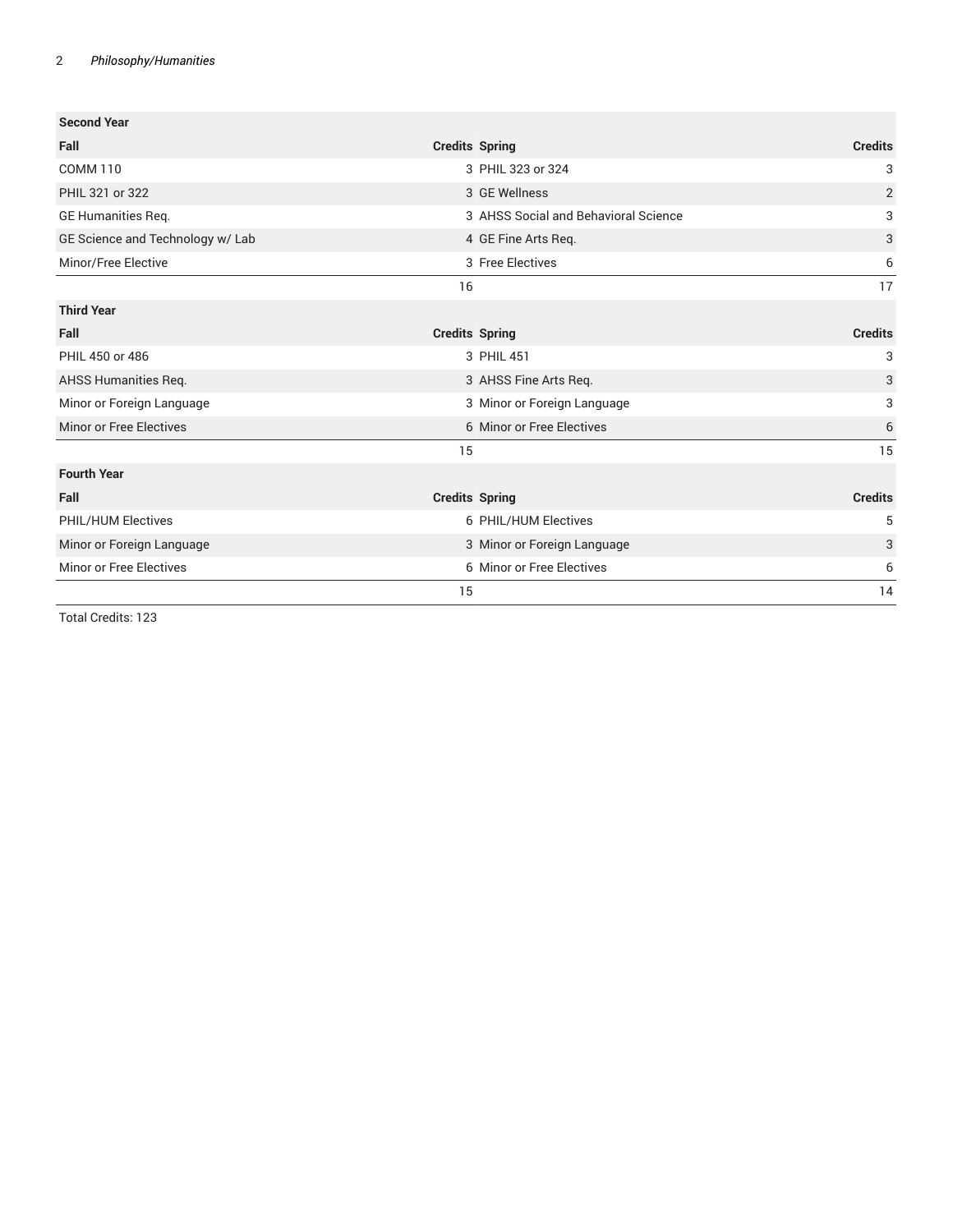| Second Year | | | |
| --- | --- | --- | --- |
| Fall | Credits | Spring | Credits |
| COMM 110 | 3 | PHIL 323 or 324 | 3 |
| PHIL 321 or 322 | 3 | GE Wellness | 2 |
| GE Humanities Req. | 3 | AHSS Social and Behavioral Science | 3 |
| GE Science and Technology w/ Lab | 4 | GE Fine Arts Req. | 3 |
| Minor/Free Elective | 3 | Free Electives | 6 |
| | 16 | | 17 |
| **Third Year** | | | |
| Fall | Credits | Spring | Credits |
| PHIL 450 or 486 | 3 | PHIL 451 | 3 |
| AHSS Humanities Req. | 3 | AHSS Fine Arts Req. | 3 |
| Minor or Foreign Language | 3 | Minor or Foreign Language | 3 |
| Minor or Free Electives | 6 | Minor or Free Electives | 6 |
| | 15 | | 15 |
| **Fourth Year** | | | |
| Fall | Credits | Spring | Credits |
| PHIL/HUM Electives | 6 | PHIL/HUM Electives | 5 |
| Minor or Foreign Language | 3 | Minor or Foreign Language | 3 |
| Minor or Free Electives | 6 | Minor or Free Electives | 6 |
| | 15 | | 14 |

Total Credits: 123